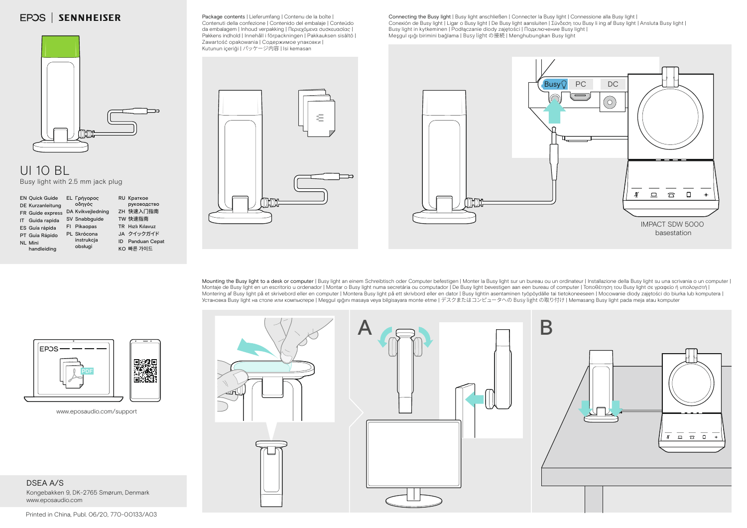EPOS | SENNHEISER

# UI 10 BL

Busy light with 2.5 mm jack plug

EN Quick Guide
DE Kurzanleitung
FR Guide express
IT Guida rapida
ES Guía rápida
PT Guia Rápido
NL Mini handleiding
EL Γρήγορος οδηγός
DA Kvikvejledning
SV Snabbguide
FI Pikaopas
PL Skrócona instrukcja obsługi
RU Краткое руководство
ZH 快速入门指南
TW 快速指南
TR Hızlı Kılavuz
JA クイックガイド
ID Panduan Cepat
KO 빠른 가이드

www.eposaudio.com/support

DSEA A/S
Kongebakken 9, DK-2765 Smørum, Denmark
www.eposaudio.com

Printed in China, Publ. 06/20, 770-00133/A03

## Package contents | Lieferumfang | Contenu de la boîte | Contenuti della confezione | Contenido del embalaje | Conteúdo da embalagem | Inhoud verpakking | Περιεχόμενα συσκευασίας | Pakkens indhold | Innehåll i förpackningen | Pakkauksen sisältö | Zawartość opakowania | Содержимое упаковки | Kutunun içeriği | パッケージ内容 | Isi kemasan

## Connecting the Busy light | Busy light anschließen | Connecter la Busy light | Connessione alla Busy light | Conexión de Busy light | Ligar o Busy light | De Busy light aansluiten | Σύνδεση του Busy li ing af Busy light | Ansluta Busy light | Busy light in kytkeminen | Podłączanie diody zajętości | Подключение Busy light | Meşgul ışığı birimini bağlama | Busy light の接続 | Menghubungkan Busy light

Busy PC DC

IMPACT SDW 5000 basestation

## Mounting the Busy light to a desk or computer | Busy light an einem Schreibtisch oder Computer befestigen | Monter la Busy light sur un bureau ou un ordinateur | Installazione della Busy light su una scrivania o un computer | Montaje de Busy light en un escritorio u ordenador | Montar o Busy light numa secretária ou computador | De Busy light bevestigen aan een bureau of computer | Τοποθέτηση του Busy light σε γραφείο ή υπολογιστή | Montering af Busy light på et skrivebord eller en computer | Montera Busy light på ett skrivbord eller en dator | Busy lightin asentaminen työpöydälle tai tietokoneeseen | Mocowanie diody zajętości do biurka lub komputera | Установка Busy light на столе или компьютере | Meşgul ışığını masaya veya bilgisayara monte etme | デスクまたはコンピュータへの Busy light の取り付け | Memasang Busy light pada meja atau komputer

A

B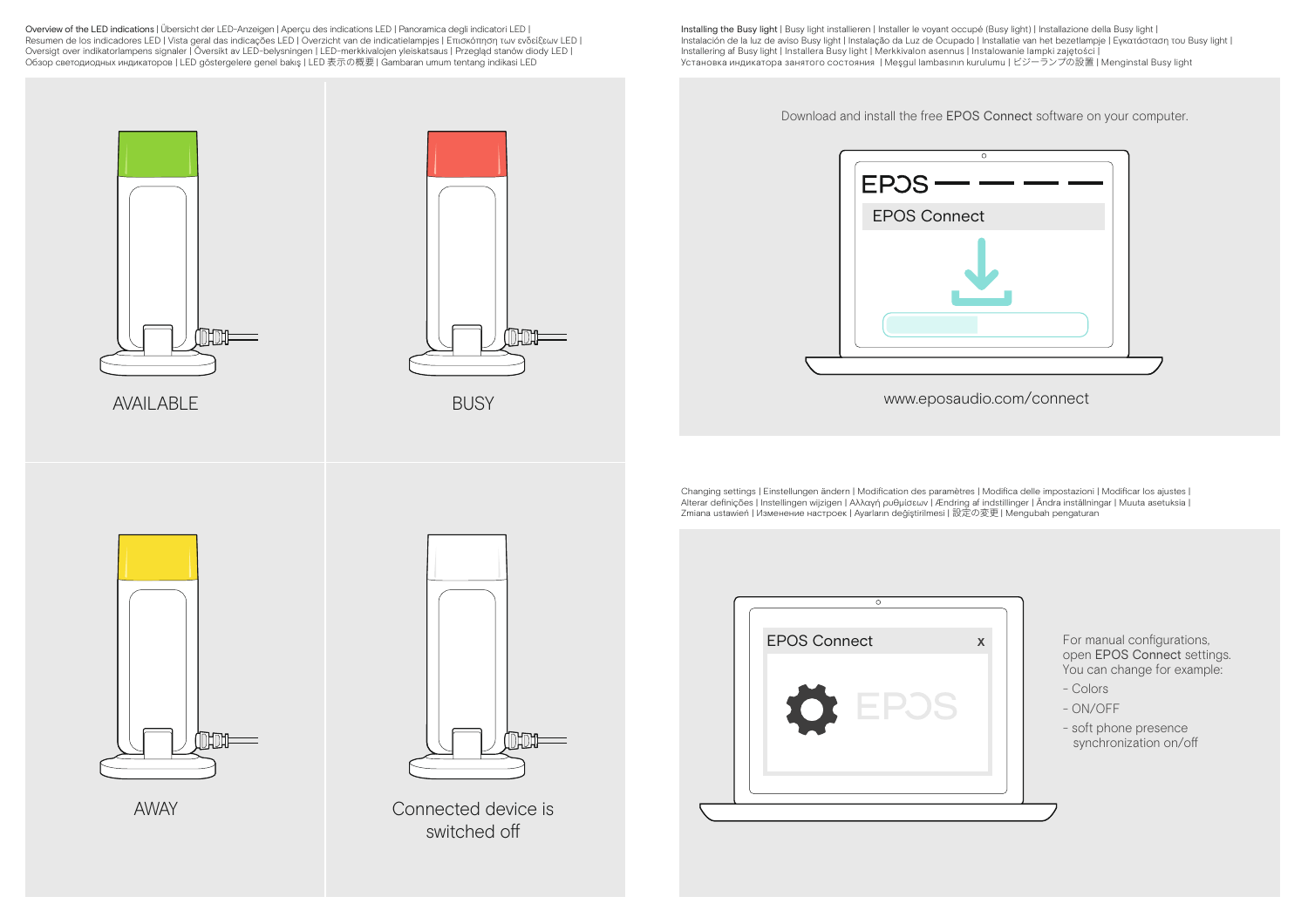**Overview of the LED indications** | Übersicht der LED-Anzeigen | Aperçu des indications LED | Panoramica degli indicatori LED | Resumen de los indicadores LED | Vista geral das indicações LED | Overzicht van de indicatielampjes | Επισκόπηση των ενδείξεων LED | Oversigt over indikatorlampens signaler | Översikt av LED-belysningen | LED-merkkivalojen yleiskatsaus | Przegląd stanów diody LED | Обзор светодиодных индикаторов | LED göstergelere genel bakış | LED 表示の概要 | Gambaran umum tentang indikasi LED

AVAILABLE

BUSY

AWAY

Connected device is switched off

**Installing the Busy light** | Busy light installieren | Installer le voyant occupé (Busy light) | Installazione della Busy light | Instalación de la luz de aviso Busy light | Instalação da Luz de Ocupado | Installatie van het bezetlampje | Εγκατάσταση του Busy light | Installering af Busy light | Installera Busy light | Merkkivalon asennus | Instalowanie lampki zajętości | Установка индикатора занятого состояния | Meşgul lambasının kurulumu | ビジーランプの設置 | Menginstal Busy light

Download and install the free EPOS Connect software on your computer.

EPOS

EPOS Connect

www.eposaudio.com/connect

Changing settings | Einstellungen ändern | Modification des paramètres | Modifica delle impostazioni | Modificar los ajustes | Alterar definições | Instellingen wijzigen | Αλλαγή ρυθμίσεων | Ændring af indstillinger | Ändra inställningar | Muuta asetuksia | Zmiana ustawień | Изменение настроек | Ayarların değiştirilmesi | 設定の変更 | Mengubah pengaturan

EPOS Connect

For manual configurations, open EPOS Connect settings. You can change for example:

- Colors
- ON/OFF
- soft phone presence synchronization on/off